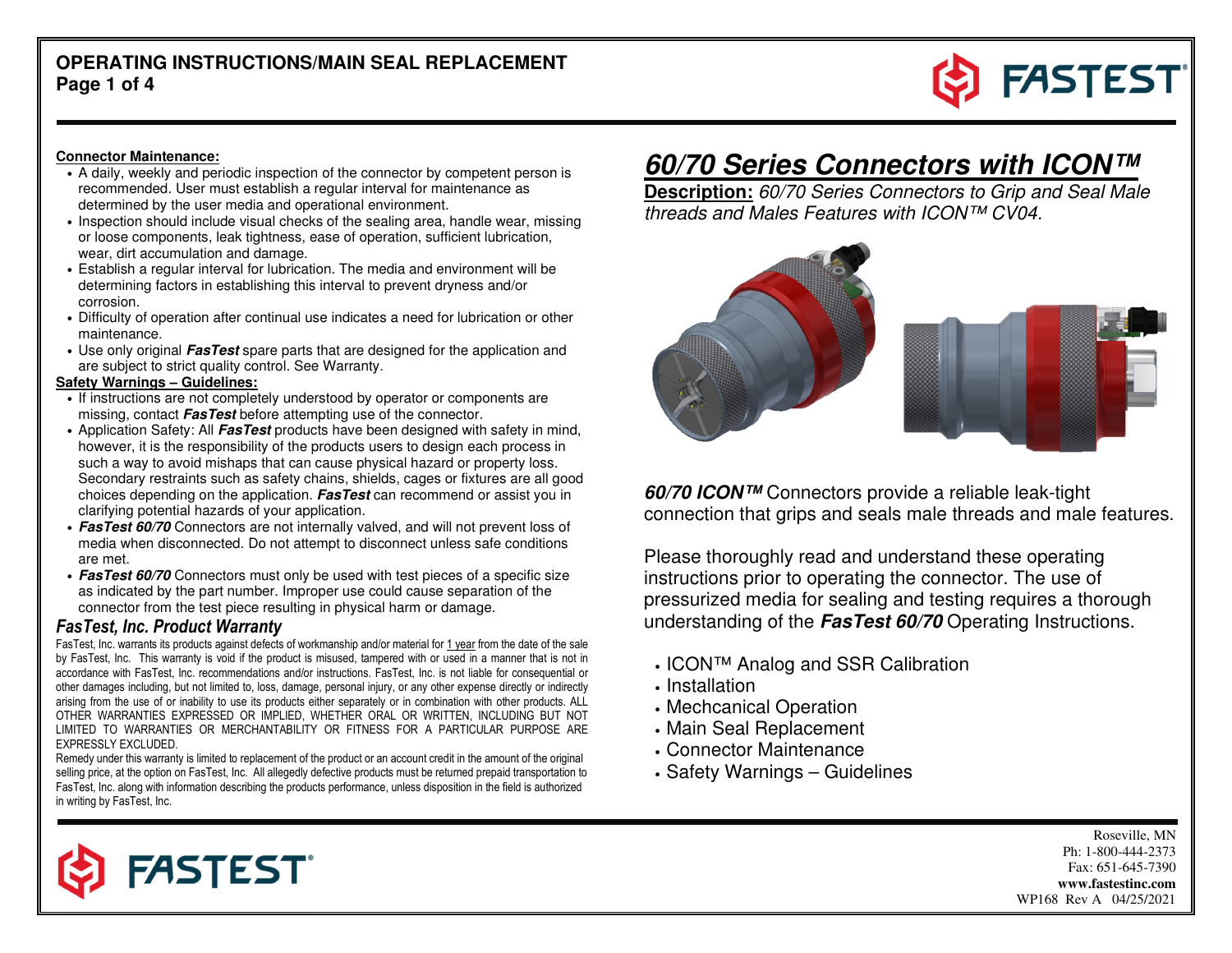# OPERATING INSTRUCTIONS/MAIN SEAL REPLACEMENT

**Connector Maintenance:**

- A daily, weekly and periodic inspection of the connector by competent person is recommended. User must establish a regular interval for maintenance as determined by the user media and operational environment.
- Inspection should include visual checks of the sealing area, handle wear, missing or loose components, leak tightness, ease of operation, sufficient lubrication, wear, dirt accumulation and damage.
- Establish a regular interval for lubrication. The media and environment will be determining factors in establishing this interval to prevent dryness and/or corrosion.
- Difficulty of operation after continual use indicates a need for lubrication or other maintenance.
- Use only original ***FasTest*** spare parts that are designed for the application and are subject to strict quality control. See Warranty.

**Safety Warnings – Guidelines:**

- If instructions are not completely understood by operator or components are missing, contact ***FasTest*** before attempting use of the connector.
- Application Safety: All ***FasTest*** products have been designed with safety in mind, however, it is the responsibility of the products users to design each process in such a way to avoid mishaps that can cause physical hazard or property loss. Secondary restraints such as safety chains, shields, cages or fixtures are all good choices depending on the application. ***FasTest*** can recommend or assist you in clarifying potential hazards of your application.
- ***FasTest 60/70*** Connectors are not internally valved, and will not prevent loss of media when disconnected. Do not attempt to disconnect unless safe conditions are met.
- ***FasTest 60/70*** Connectors must only be used with test pieces of a specific size as indicated by the part number. Improper use could cause separation of the connector from the test piece resulting in physical harm or damage.

### *FasTest, Inc. Product Warranty*

FasTest, Inc. warrants its products against defects of workmanship and/or material for 1 year from the date of the sale by FasTest, Inc. This warranty is void if the product is misused, tampered with or used in a manner that is not in accordance with FasTest, Inc. recommendations and/or instructions. FasTest, Inc. is not liable for consequential or other damages including, but not limited to, loss, damage, personal injury, or any other expense directly or indirectly arising from the use of or inability to use its products either separately or in combination with other products. ALL OTHER WARRANTIES EXPRESSED OR IMPLIED, WHETHER ORAL OR WRITTEN, INCLUDING BUT NOT LIMITED TO WARRANTIES OR MERCHANTABILITY OR FITNESS FOR A PARTICULAR PURPOSE ARE EXPRESSLY EXCLUDED.

Remedy under this warranty is limited to replacement of the product or an account credit in the amount of the original selling price, at the option on FasTest, Inc. All allegedly defective products must be returned prepaid transportation to FasTest, Inc. along with information describing the products performance, unless disposition in the field is authorized in writing by FasTest, Inc.

## *60/70 Series Connectors with ICON™*

**Description:** *60/70 Series Connectors to Grip and Seal Male threads and Males Features with ICON™ CV04.*

***60/70 ICON™*** Connectors provide a reliable leak-tight connection that grips and seals male threads and male features.

Please thoroughly read and understand these operating instructions prior to operating the connector. The use of pressurized media for sealing and testing requires a thorough understanding of the ***FasTest 60/70*** Operating Instructions.

- ICON™ Analog and SSR Calibration
- Installation
- Mechcanical Operation
- Main Seal Replacement
- Connector Maintenance
- Safety Warnings – Guidelines

Roseville, MN
Ph: 1-800-444-2373
Fax: 651-645-7390
**www.fastestinc.com**
WP168 Rev A 04/25/2021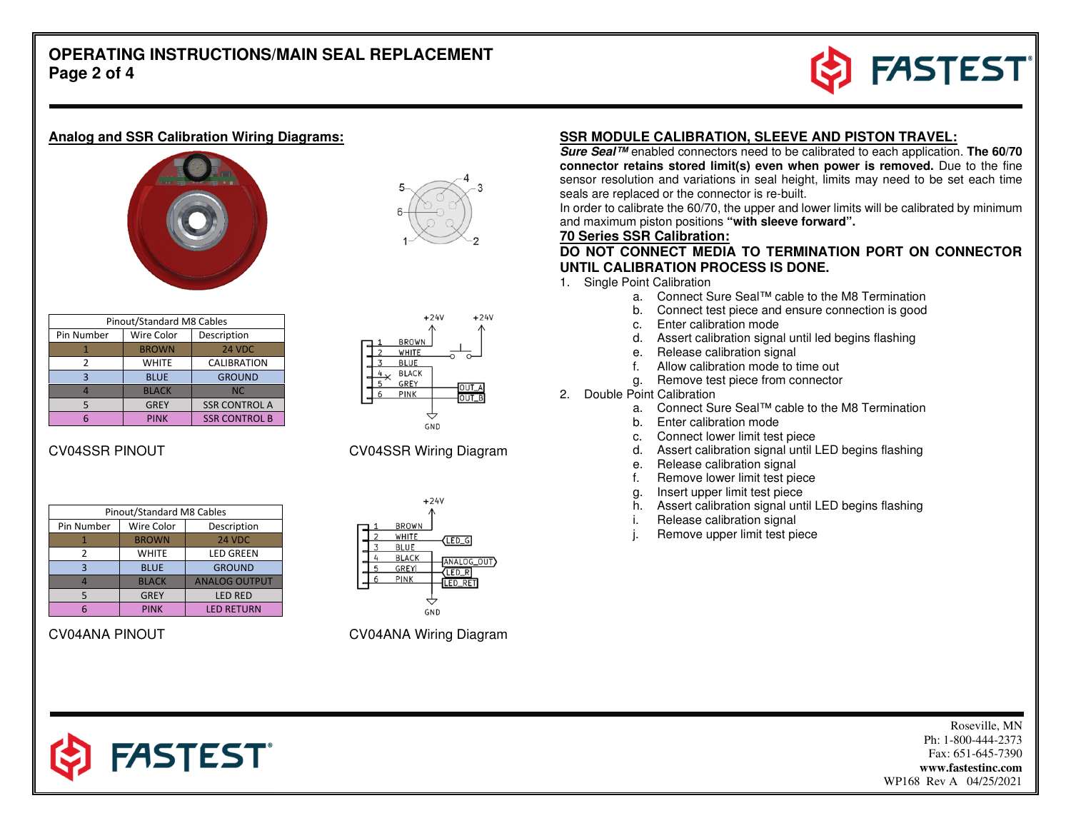## Analog and SSR Calibration Wiring Diagrams:

5
4
3
6
1
2

| Pinout/Standard M8 Cables | | |
|---|---|---|
| Pin Number | Wire Color | Description |
| 1 | BROWN | 24 VDC |
| 2 | WHITE | CALIBRATION |
| 3 | BLUE | GROUND |
| 4 | BLACK | NC |
| 5 | GREY | SSR CONTROL A |
| 6 | PINK | SSR CONTROL B |

CV04SSR PINOUT

+24V
+24V
1 BROWN
2 WHITE
3 BLUE
4 BLACK
5 GREY
6 PINK
OUT_A
OUT_B
GND

CV04SSR Wiring Diagram

| Pinout/Standard M8 Cables | | |
|---|---|---|
| Pin Number | Wire Color | Description |
| 1 | BROWN | 24 VDC |
| 2 | WHITE | LED GREEN |
| 3 | BLUE | GROUND |
| 4 | BLACK | ANALOG OUTPUT |
| 5 | GREY | LED RED |
| 6 | PINK | LED RETURN |

CV04ANA PINOUT

+24V
1 BROWN
2 WHITE
3 BLUE
4 BLACK
5 GREY
6 PINK
LED_G
ANALOG_OUT
LED_R
LED_RET
GND

CV04ANA Wiring Diagram

## SSR MODULE CALIBRATION, SLEEVE AND PISTON TRAVEL:

***Sure Seal™*** enabled connectors need to be calibrated to each application. **The 60/70 connector retains stored limit(s) even when power is removed.** Due to the fine sensor resolution and variations in seal height, limits may need to be set each time seals are replaced or the connector is re-built.

In order to calibrate the 60/70, the upper and lower limits will be calibrated by minimum and maximum piston positions **"with sleeve forward".**

## 70 Series SSR Calibration:

**DO NOT CONNECT MEDIA TO TERMINATION PORT ON CONNECTOR UNTIL CALIBRATION PROCESS IS DONE.**

1. Single Point Calibration
   a. Connect Sure Seal™ cable to the M8 Termination
   b. Connect test piece and ensure connection is good
   c. Enter calibration mode
   d. Assert calibration signal until led begins flashing
   e. Release calibration signal
   f. Allow calibration mode to time out
   g. Remove test piece from connector
2. Double Point Calibration
   a. Connect Sure Seal™ cable to the M8 Termination
   b. Enter calibration mode
   c. Connect lower limit test piece
   d. Assert calibration signal until LED begins flashing
   e. Release calibration signal
   f. Remove lower limit test piece
   g. Insert upper limit test piece
   h. Assert calibration signal until LED begins flashing
   i. Release calibration signal
   j. Remove upper limit test piece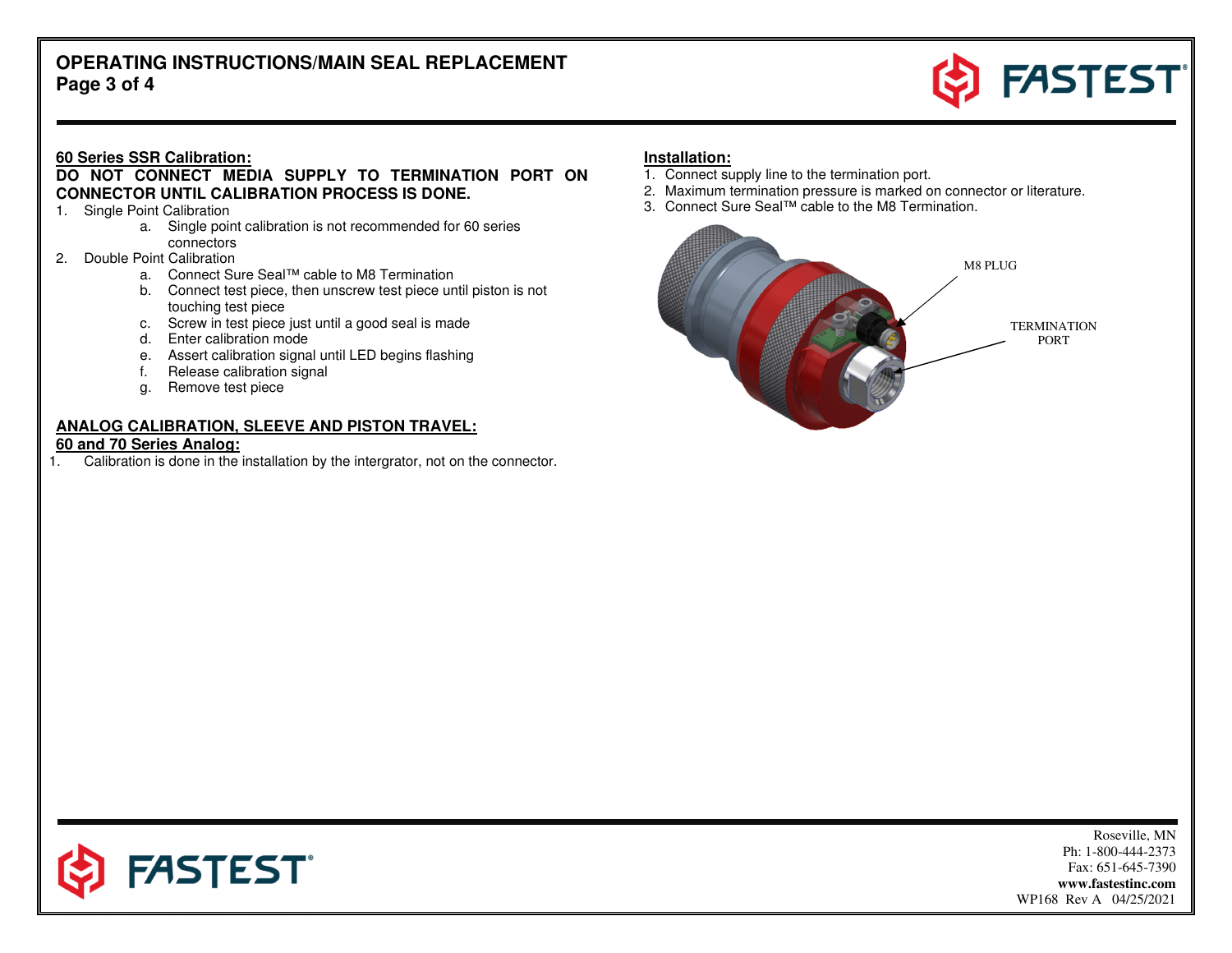# OPERATING INSTRUCTIONS/MAIN SEAL REPLACEMENT

## 60 Series SSR Calibration:

**DO NOT CONNECT MEDIA SUPPLY TO TERMINATION PORT ON CONNECTOR UNTIL CALIBRATION PROCESS IS DONE.**

1. Single Point Calibration
   a. Single point calibration is not recommended for 60 series connectors
2. Double Point Calibration
   a. Connect Sure Seal™ cable to M8 Termination
   b. Connect test piece, then unscrew test piece until piston is not touching test piece
   c. Screw in test piece just until a good seal is made
   d. Enter calibration mode
   e. Assert calibration signal until LED begins flashing
   f. Release calibration signal
   g. Remove test piece

## ANALOG CALIBRATION, SLEEVE AND PISTON TRAVEL:

### 60 and 70 Series Analog:

1. Calibration is done in the installation by the intergrator, not on the connector.

## Installation:

1. Connect supply line to the termination port.
2. Maximum termination pressure is marked on connector or literature.
3. Connect Sure Seal™ cable to the M8 Termination.

M8 PLUG

TERMINATION PORT

Roseville, MN
Ph: 1-800-444-2373
Fax: 651-645-7390
**www.fastestinc.com**
WP168 Rev A 04/25/2021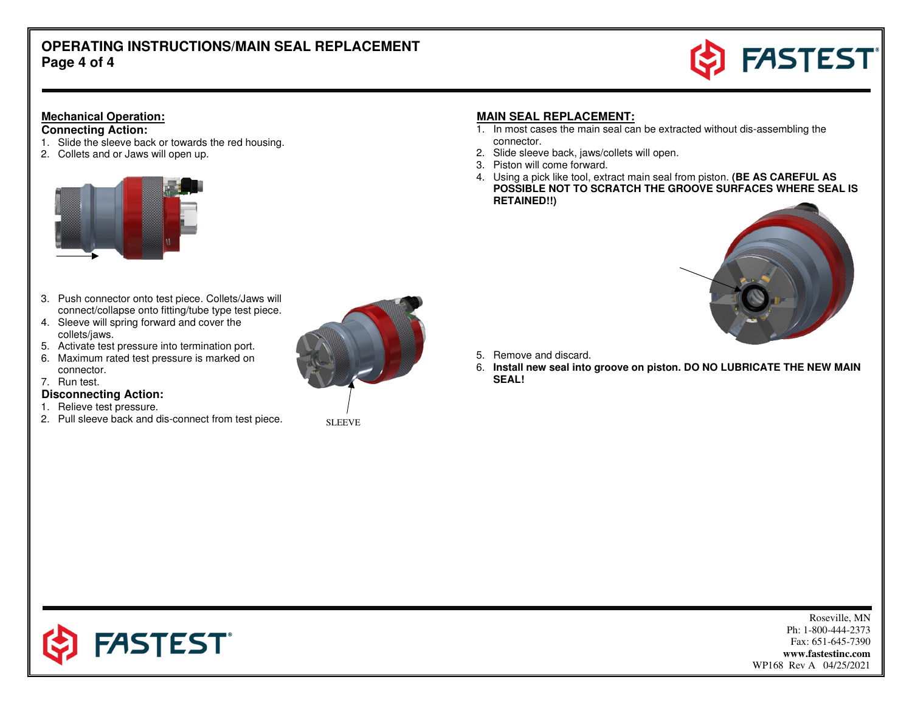# OPERATING INSTRUCTIONS/MAIN SEAL REPLACEMENT

## Mechanical Operation:

### Connecting Action:

1. Slide the sleeve back or towards the red housing.
2. Collets and or Jaws will open up.
3. Push connector onto test piece. Collets/Jaws will connect/collapse onto fitting/tube type test piece.
4. Sleeve will spring forward and cover the collets/jaws.
5. Activate test pressure into termination port.
6. Maximum rated test pressure is marked on connector.
7. Run test.

SLEEVE

### Disconnecting Action:

1. Relieve test pressure.
2. Pull sleeve back and dis-connect from test piece.

## MAIN SEAL REPLACEMENT:

1. In most cases the main seal can be extracted without dis-assembling the connector.
2. Slide sleeve back, jaws/collets will open.
3. Piston will come forward.
4. Using a pick like tool, extract main seal from piston. **(BE AS CAREFUL AS POSSIBLE NOT TO SCRATCH THE GROOVE SURFACES WHERE SEAL IS RETAINED!!)**
5. Remove and discard.
6. **Install new seal into groove on piston. DO NO LUBRICATE THE NEW MAIN SEAL!**

Roseville, MN
Ph: 1-800-444-2373
Fax: 651-645-7390
**www.fastestinc.com**
WP168 Rev A 04/25/2021